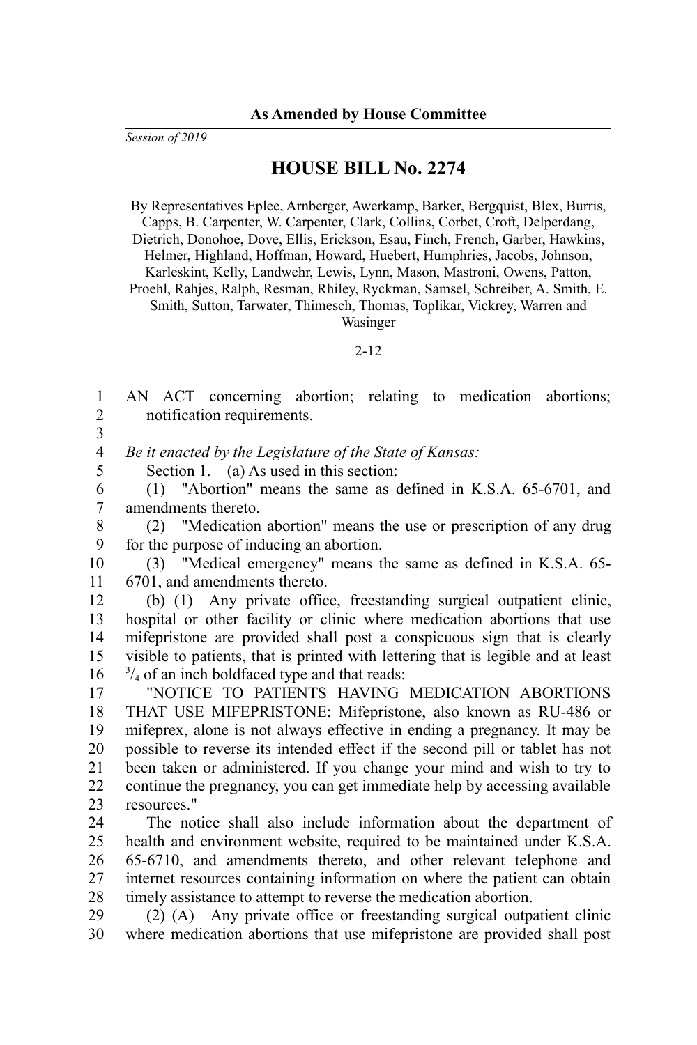**As Amended by House Committee**

*Session of 2019*

# HOUSE BILL No. 2274

By Representatives Eplee, Arnberger, Awerkamp, Barker, Bergquist, Blex, Burris, Capps, B. Carpenter, W. Carpenter, Clark, Collins, Corbet, Croft, Delperdang, Dietrich, Donohoe, Dove, Ellis, Erickson, Esau, Finch, French, Garber, Hawkins, Helmer, Highland, Hoffman, Howard, Huebert, Humphries, Jacobs, Johnson, Karleskint, Kelly, Landwehr, Lewis, Lynn, Mason, Mastroni, Owens, Patton, Proehl, Rahjes, Ralph, Resman, Rhiley, Ryckman, Samsel, Schreiber, A. Smith, E. Smith, Sutton, Tarwater, Thimesch, Thomas, Toplikar, Vickrey, Warren and Wasinger

2-12

AN ACT concerning abortion; relating to medication abortions; notification requirements.

*Be it enacted by the Legislature of the State of Kansas:*

Section 1. (a) As used in this section:

(1) "Abortion" means the same as defined in K.S.A. 65-6701, and amendments thereto.

(2) "Medication abortion" means the use or prescription of any drug for the purpose of inducing an abortion.

(3) "Medical emergency" means the same as defined in K.S.A. 65-6701, and amendments thereto.

(b) (1) Any private office, freestanding surgical outpatient clinic, hospital or other facility or clinic where medication abortions that use mifepristone are provided shall post a conspicuous sign that is clearly visible to patients, that is printed with lettering that is legible and at least $^{3}/_{4}$ of an inch boldfaced type and that reads:

"NOTICE TO PATIENTS HAVING MEDICATION ABORTIONS THAT USE MIFEPRISTONE: Mifepristone, also known as RU-486 or mifeprex, alone is not always effective in ending a pregnancy. It may be possible to reverse its intended effect if the second pill or tablet has not been taken or administered. If you change your mind and wish to try to continue the pregnancy, you can get immediate help by accessing available resources."

The notice shall also include information about the department of health and environment website, required to be maintained under K.S.A. 65-6710, and amendments thereto, and other relevant telephone and internet resources containing information on where the patient can obtain timely assistance to attempt to reverse the medication abortion.

(2) (A) Any private office or freestanding surgical outpatient clinic where medication abortions that use mifepristone are provided shall post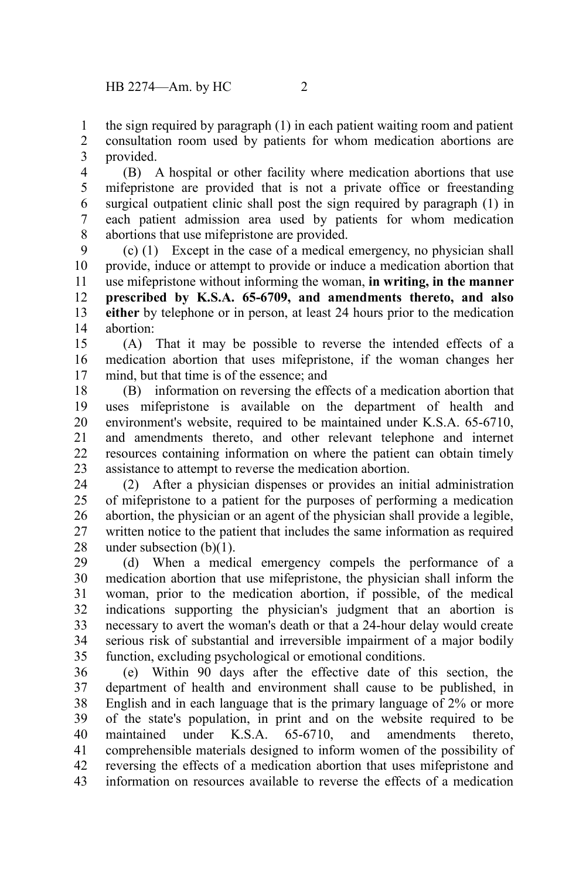the sign required by paragraph (1) in each patient waiting room and patient consultation room used by patients for whom medication abortions are provided.

(B) A hospital or other facility where medication abortions that use mifepristone are provided that is not a private office or freestanding surgical outpatient clinic shall post the sign required by paragraph (1) in each patient admission area used by patients for whom medication abortions that use mifepristone are provided.

(c) (1) Except in the case of a medical emergency, no physician shall provide, induce or attempt to provide or induce a medication abortion that use mifepristone without informing the woman, **in writing, in the manner prescribed by K.S.A. 65-6709, and amendments thereto, and also either** by telephone or in person, at least 24 hours prior to the medication abortion:

(A) That it may be possible to reverse the intended effects of a medication abortion that uses mifepristone, if the woman changes her mind, but that time is of the essence; and

(B) information on reversing the effects of a medication abortion that uses mifepristone is available on the department of health and environment's website, required to be maintained under K.S.A. 65-6710, and amendments thereto, and other relevant telephone and internet resources containing information on where the patient can obtain timely assistance to attempt to reverse the medication abortion.

(2) After a physician dispenses or provides an initial administration of mifepristone to a patient for the purposes of performing a medication abortion, the physician or an agent of the physician shall provide a legible, written notice to the patient that includes the same information as required under subsection (b)(1).

(d) When a medical emergency compels the performance of a medication abortion that use mifepristone, the physician shall inform the woman, prior to the medication abortion, if possible, of the medical indications supporting the physician's judgment that an abortion is necessary to avert the woman's death or that a 24-hour delay would create serious risk of substantial and irreversible impairment of a major bodily function, excluding psychological or emotional conditions.

(e) Within 90 days after the effective date of this section, the department of health and environment shall cause to be published, in English and in each language that is the primary language of 2% or more of the state's population, in print and on the website required to be maintained under K.S.A. 65-6710, and amendments thereto, comprehensible materials designed to inform women of the possibility of reversing the effects of a medication abortion that uses mifepristone and information on resources available to reverse the effects of a medication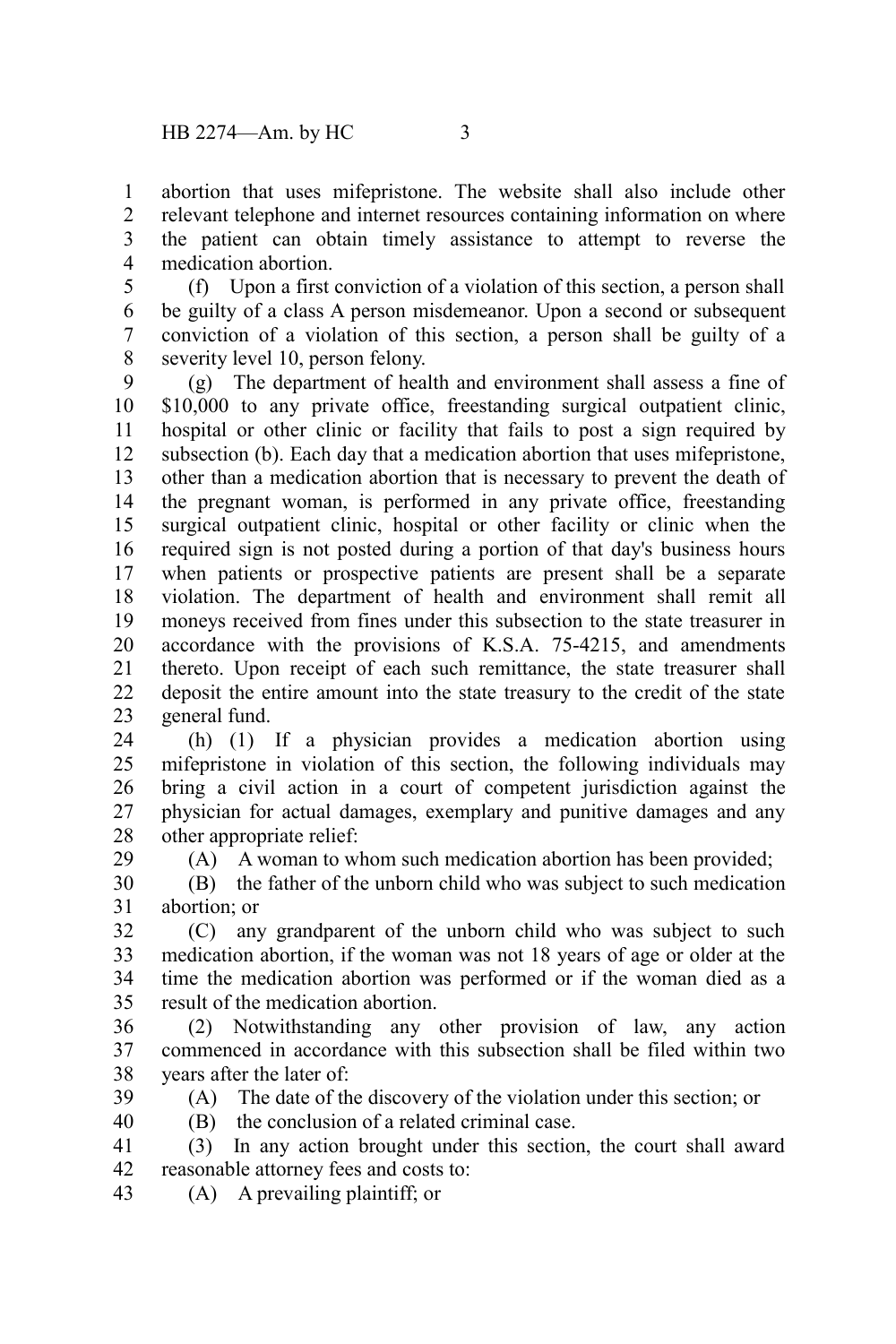abortion that uses mifepristone. The website shall also include other relevant telephone and internet resources containing information on where the patient can obtain timely assistance to attempt to reverse the medication abortion.

(f) Upon a first conviction of a violation of this section, a person shall be guilty of a class A person misdemeanor. Upon a second or subsequent conviction of a violation of this section, a person shall be guilty of a severity level 10, person felony.

(g) The department of health and environment shall assess a fine of $10,000 to any private office, freestanding surgical outpatient clinic, hospital or other clinic or facility that fails to post a sign required by subsection (b). Each day that a medication abortion that uses mifepristone, other than a medication abortion that is necessary to prevent the death of the pregnant woman, is performed in any private office, freestanding surgical outpatient clinic, hospital or other facility or clinic when the required sign is not posted during a portion of that day's business hours when patients or prospective patients are present shall be a separate violation. The department of health and environment shall remit all moneys received from fines under this subsection to the state treasurer in accordance with the provisions of K.S.A. 75-4215, and amendments thereto. Upon receipt of each such remittance, the state treasurer shall deposit the entire amount into the state treasury to the credit of the state general fund.

(h) (1) If a physician provides a medication abortion using mifepristone in violation of this section, the following individuals may bring a civil action in a court of competent jurisdiction against the physician for actual damages, exemplary and punitive damages and any other appropriate relief:

(A) A woman to whom such medication abortion has been provided;

(B) the father of the unborn child who was subject to such medication abortion; or

(C) any grandparent of the unborn child who was subject to such medication abortion, if the woman was not 18 years of age or older at the time the medication abortion was performed or if the woman died as a result of the medication abortion.

(2) Notwithstanding any other provision of law, any action commenced in accordance with this subsection shall be filed within two years after the later of:

(A) The date of the discovery of the violation under this section; or

(B) the conclusion of a related criminal case.

(3) In any action brought under this section, the court shall award reasonable attorney fees and costs to:

(A) A prevailing plaintiff; or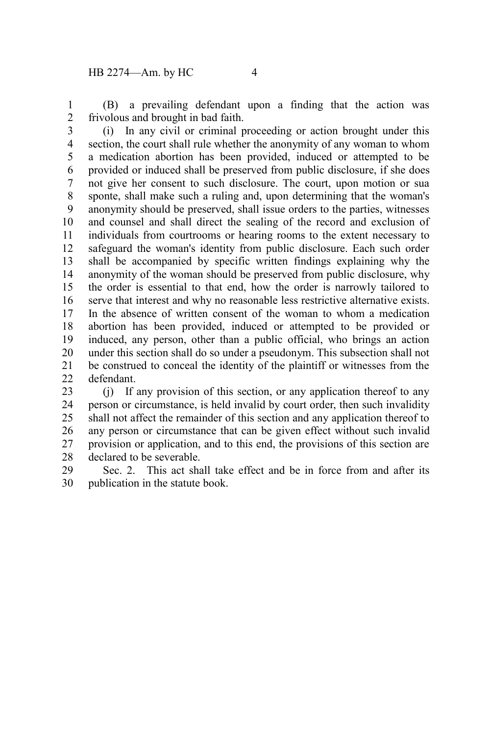(B) a prevailing defendant upon a finding that the action was frivolous and brought in bad faith.

(i) In any civil or criminal proceeding or action brought under this section, the court shall rule whether the anonymity of any woman to whom a medication abortion has been provided, induced or attempted to be provided or induced shall be preserved from public disclosure, if she does not give her consent to such disclosure. The court, upon motion or sua sponte, shall make such a ruling and, upon determining that the woman's anonymity should be preserved, shall issue orders to the parties, witnesses and counsel and shall direct the sealing of the record and exclusion of individuals from courtrooms or hearing rooms to the extent necessary to safeguard the woman's identity from public disclosure. Each such order shall be accompanied by specific written findings explaining why the anonymity of the woman should be preserved from public disclosure, why the order is essential to that end, how the order is narrowly tailored to serve that interest and why no reasonable less restrictive alternative exists. In the absence of written consent of the woman to whom a medication abortion has been provided, induced or attempted to be provided or induced, any person, other than a public official, who brings an action under this section shall do so under a pseudonym. This subsection shall not be construed to conceal the identity of the plaintiff or witnesses from the defendant.

(j) If any provision of this section, or any application thereof to any person or circumstance, is held invalid by court order, then such invalidity shall not affect the remainder of this section and any application thereof to any person or circumstance that can be given effect without such invalid provision or application, and to this end, the provisions of this section are declared to be severable.

Sec. 2. This act shall take effect and be in force from and after its publication in the statute book.